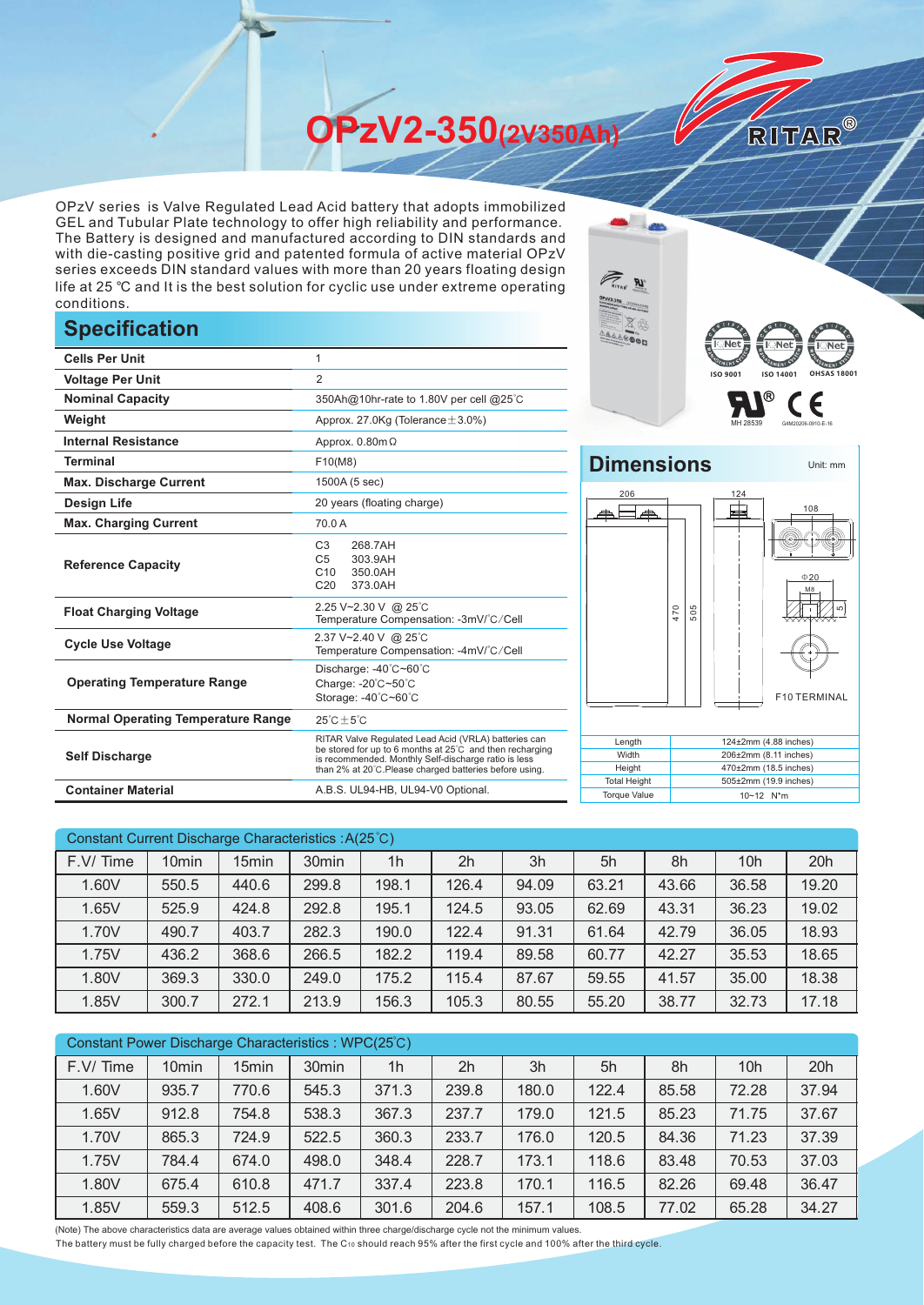# OPzV2-350(2V350Ah)

RITAR®

OPzV series is Valve Regulated Lead Acid battery that adopts immobilized GEL and Tubular Plate technology to offer high reliability and performance. The Battery is designed and manufactured according to DIN standards and with die-casting positive grid and patented formula of active material OPzV series exceeds DIN standard values with more than 20 years floating design life at 25 ℃ and It is the best solution for cyclic use under extreme operating conditions.

## Specification

| | |
|---|---|
| **Cells Per Unit** | 1 |
| **Voltage Per Unit** | 2 |
| **Nominal Capacity** | 350Ah@10hr-rate to 1.80V per cell @25℃ |
| **Weight** | Approx. 27.0Kg (Tolerance±3.0%) |
| **Internal Resistance** | Approx. 0.80mΩ |
| **Terminal** | F10(M8) |
| **Max. Discharge Current** | 1500A (5 sec) |
| **Design Life** | 20 years (floating charge) |
| **Max. Charging Current** | 70.0 A |
| **Reference Capacity** | C3 268.7AH<br>C5 303.9AH<br>C10 350.0AH<br>C20 373.0AH |
| **Float Charging Voltage** | 2.25 V~2.30 V @ 25℃<br>Temperature Compensation: -3mV/℃/Cell |
| **Cycle Use Voltage** | 2.37 V~2.40 V @ 25℃<br>Temperature Compensation: -4mV/℃/Cell |
| **Operating Temperature Range** | Discharge: -40℃~60℃<br>Charge: -20℃~50℃<br>Storage: -40℃~60℃ |
| **Normal Operating Temperature Range** | 25℃±5℃ |
| **Self Discharge** | RITAR Valve Regulated Lead Acid (VRLA) batteries can be stored for up to 6 months at 25℃ and then recharging is recommended. Monthly Self-discharge ratio is less than 2% at 20℃.Please charged batteries before using. |
| **Container Material** | A.B.S. UL94-HB, UL94-V0 Optional. |

ISO 9001 ISO 14001 OHSAS 18001

MH 28539 G4M20206-0910-E-16

## Dimensions

Unit: mm

206 124 108 470 505 Φ20 M8 F10 TERMINAL

| | |
|---|---|
| Length | 124±2mm (4.88 inches) |
| Width | 206±2mm (8.11 inches) |
| Height | 470±2mm (18.5 inches) |
| Total Height | 505±2mm (19.9 inches) |
| Torque Value | 10~12 N*m |

Constant Current Discharge Characteristics :A(25℃)

| F.V/ Time | 10min | 15min | 30min | 1h | 2h | 3h | 5h | 8h | 10h | 20h |
|---|---|---|---|---|---|---|---|---|---|---|
| 1.60V | 550.5 | 440.6 | 299.8 | 198.1 | 126.4 | 94.09 | 63.21 | 43.66 | 36.58 | 19.20 |
| 1.65V | 525.9 | 424.8 | 292.8 | 195.1 | 124.5 | 93.05 | 62.69 | 43.31 | 36.23 | 19.02 |
| 1.70V | 490.7 | 403.7 | 282.3 | 190.0 | 122.4 | 91.31 | 61.64 | 42.79 | 36.05 | 18.93 |
| 1.75V | 436.2 | 368.6 | 266.5 | 182.2 | 119.4 | 89.58 | 60.77 | 42.27 | 35.53 | 18.65 |
| 1.80V | 369.3 | 330.0 | 249.0 | 175.2 | 115.4 | 87.67 | 59.55 | 41.57 | 35.00 | 18.38 |
| 1.85V | 300.7 | 272.1 | 213.9 | 156.3 | 105.3 | 80.55 | 55.20 | 38.77 | 32.73 | 17.18 |

Constant Power Discharge Characteristics : WPC(25℃)

| F.V/ Time | 10min | 15min | 30min | 1h | 2h | 3h | 5h | 8h | 10h | 20h |
|---|---|---|---|---|---|---|---|---|---|---|
| 1.60V | 935.7 | 770.6 | 545.3 | 371.3 | 239.8 | 180.0 | 122.4 | 85.58 | 72.28 | 37.94 |
| 1.65V | 912.8 | 754.8 | 538.3 | 367.3 | 237.7 | 179.0 | 121.5 | 85.23 | 71.75 | 37.67 |
| 1.70V | 865.3 | 724.9 | 522.5 | 360.3 | 233.7 | 176.0 | 120.5 | 84.36 | 71.23 | 37.39 |
| 1.75V | 784.4 | 674.0 | 498.0 | 348.4 | 228.7 | 173.1 | 118.6 | 83.48 | 70.53 | 37.03 |
| 1.80V | 675.4 | 610.8 | 471.7 | 337.4 | 223.8 | 170.1 | 116.5 | 82.26 | 69.48 | 36.47 |
| 1.85V | 559.3 | 512.5 | 408.6 | 301.6 | 204.6 | 157.1 | 108.5 | 77.02 | 65.28 | 34.27 |

(Note) The above characteristics data are average values obtained within three charge/discharge cycle not the minimum values.
The battery must be fully charged before the capacity test. The $C_{10}$ should reach 95% after the first cycle and 100% after the third cycle.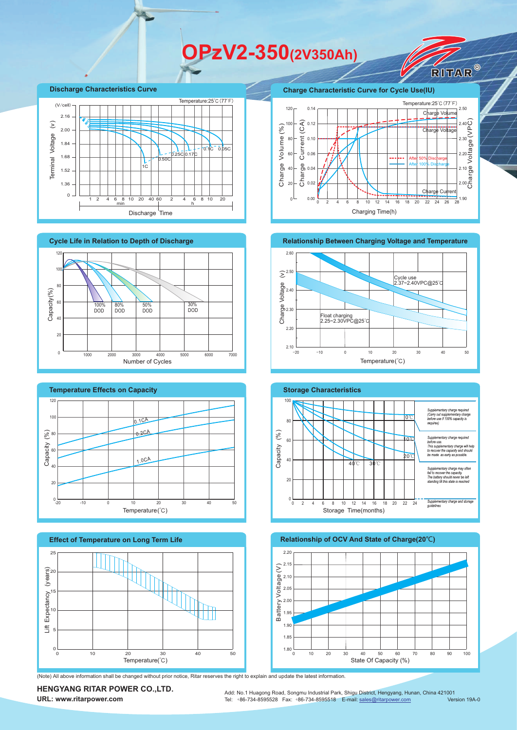# OPzV2-350(2V350Ah)

RITAR®

## Discharge Characteristics Curve

Temperature:25°C (77°F)

(V/cell)

Terminal Voltage (v)

2.16
2.00
1.84
1.68
1.52
1.36
0

1C
0.50C
0.25C
0.17C
0.1C
0.05C

1 2 4 6 8 10 20 40 60 2 4 6 8 10 20

min h

Discharge Time

## Charge Characteristic Curve for Cycle Use(IU)

Temperature:25°C (77°F)

Charge Volume (%)
Charge Current (CA)
Charge Voltage (VPC)

120 100 80 60 40 20 0
0.14 0.12 0.10 0.08 0.06 0.04 0.02 0.00
2.50 2.40 2.30 2.20 2.10 2.00 1.90

Charge Volume
Charge Voltage
Charge Current

After 50% Discharge
After 100% Discharge

0 2 4 6 8 10 12 14 16 18 20 22 24 26 28

Charging Time(h)

## Cycle Life in Relation to Depth of Discharge

Capacity(%)

120 100 80 60 40 20 0

100% DOD
80% DOD
50% DOD
30% DOD

1000 2000 3000 4000 5000 6000 7000

Number of Cycles

## Relationship Between Charging Voltage and Temperature

Charge Voltage (v)

2.60 2.50 2.40 2.30 2.20 2.10

Cycle use
2.37~2.40VPC@25°C

Float charging
2.25~2.30VPC@25°C

−20 −10 0 10 20 30 40 50

Temperature(°C)

## Temperature Effects on Capacity

Capacity (%)

120 100 80 60 40 20 0

0.1CA
0.2CA
1.0CA

-20 -10 0 10 20 30 40 50

Temperature(°C)

## Storage Characteristics

Capacity (%)

100 80 60 40 20 0

0°C
10°C
20°C
40°C
30°C

0 2 4 6 8 10 12 14 16 18 20 22 24

Storage Time(months)

Supplementary charge required (Carry out supplementary charge before use if 100% capacity is requires)

Supplementary charge required before use. This supplementary charge will help to recover the capacity and should be made as early as possible.

Supplementary charge may often fail to recover the capacity. The battery should never be left standing till this state is reached

Supplementary charge and storage guidelines

## Effect of Temperature on Long Term Life

Lift Expectancy (years)

25 20 15 10 5 0

0 10 20 30 40 50

Temperature(°C)

## Relationship of OCV And State of Charge(20℃)

Battery Voltage (V)

2.20 2.15 2.10 2.05 2.00 1.95 1.90 1.85 1.80

0 10 20 30 40 50 60 70 80 90 100

State Of Capacity (%)

(Note) All above information shall be changed without prior notice, Ritar reserves the right to explain and update the latest information.

**HENGYANG RITAR POWER CO.,LTD.**
**URL: www.ritarpower.com**

Add: No.1 Huagong Road, Songmu Industrial Park, Shigu District, Hengyang, Hunan, China 421001
Tel: +86-734-8595528 Fax: +86-734-8595518 E-mail: sales@ritarpower.com

Version 19A-0